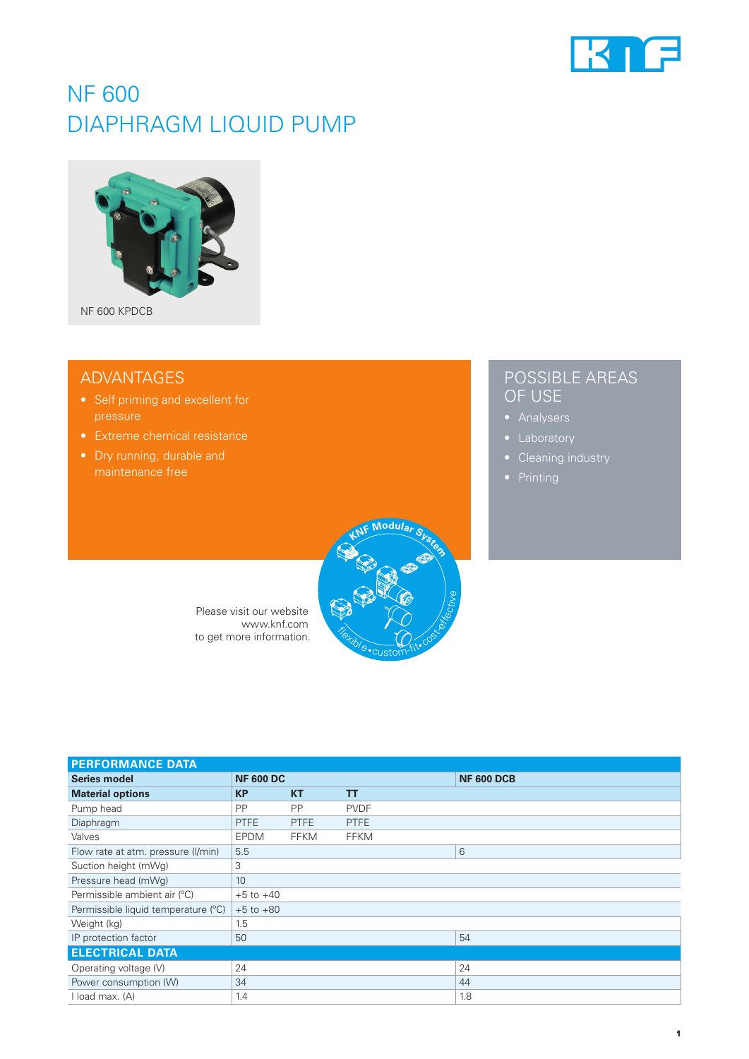# NF 600
# DIAPHRAGM LIQUID PUMP

NF 600 KPDCB

## ADVANTAGES

- Self priming and excellent for pressure
- Extreme chemical resistance
- Dry running, durable and maintenance free

## POSSIBLE AREAS OF USE

- Analysers
- Laboratory
- Cleaning industry
- Printing

Please visit our website
www.knf.com
to get more information.

KNF Modular System
flexible • custom-fit • cost-effective

| PERFORMANCE DATA | | | | |
|---|---|---|---|---|
| **Series model** | **NF 600 DC** | | | **NF 600 DCB** |
| **Material options** | **KP** | **KT** | **TT** | |
| Pump head | PP | PP | PVDF | |
| Diaphragm | PTFE | PTFE | PTFE | |
| Valves | EPDM | FFKM | FFKM | |
| Flow rate at atm. pressure (l/min) | 5.5 | | | 6 |
| Suction height (mWg) | 3 | | | |
| Pressure head (mWg) | 10 | | | |
| Permissible ambient air (°C) | +5 to +40 | | | |
| Permissible liquid temperature (°C) | +5 to +80 | | | |
| Weight (kg) | 1.5 | | | |
| IP protection factor | 50 | | | 54 |
| **ELECTRICAL DATA** | | | | |
| Operating voltage (V) | 24 | | | 24 |
| Power consumption (W) | 34 | | | 44 |
| I load max. (A) | 1.4 | | | 1.8 |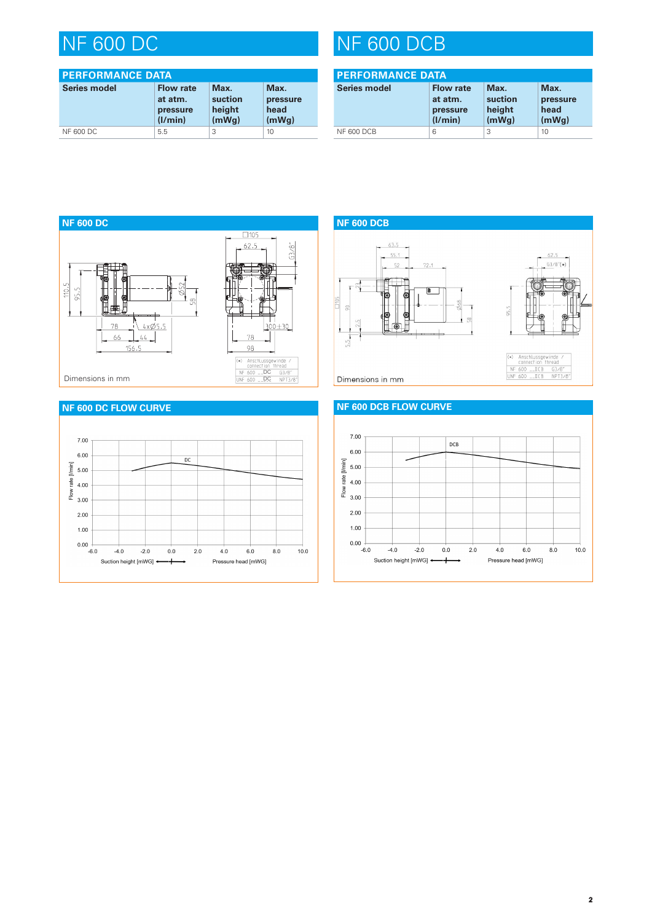# NF 600 DC

## PERFORMANCE DATA

| Series model | Flow rate at atm. pressure (l/min) | Max. suction height (mWg) | Max. pressure head (mWg) |
|---|---|---|---|
| NF 600 DC | 5.5 | 3 | 10 |

# NF 600 DCB

## PERFORMANCE DATA

| Series model | Flow rate at atm. pressure (l/min) | Max. suction height (mWg) | Max. pressure head (mWg) |
|---|---|---|---|
| NF 600 DCB | 6 | 3 | 10 |

## NF 600 DC

Dimensions in mm

| (•) Anschlussgewinde / connection thread | |
|---|---|
| NF 600 _.DC | G3/8" |
| UNF 600 _.DC | NPT3/8" |

## NF 600 DCB

Dimensions in mm

| (•) Anschlussgewinde / connection thread | |
|---|---|
| NF 600 _.DCB | G3/8" |
| UNF 600 _.DCB | NPT3/8" |

## NF 600 DC FLOW CURVE

## NF 600 DCB FLOW CURVE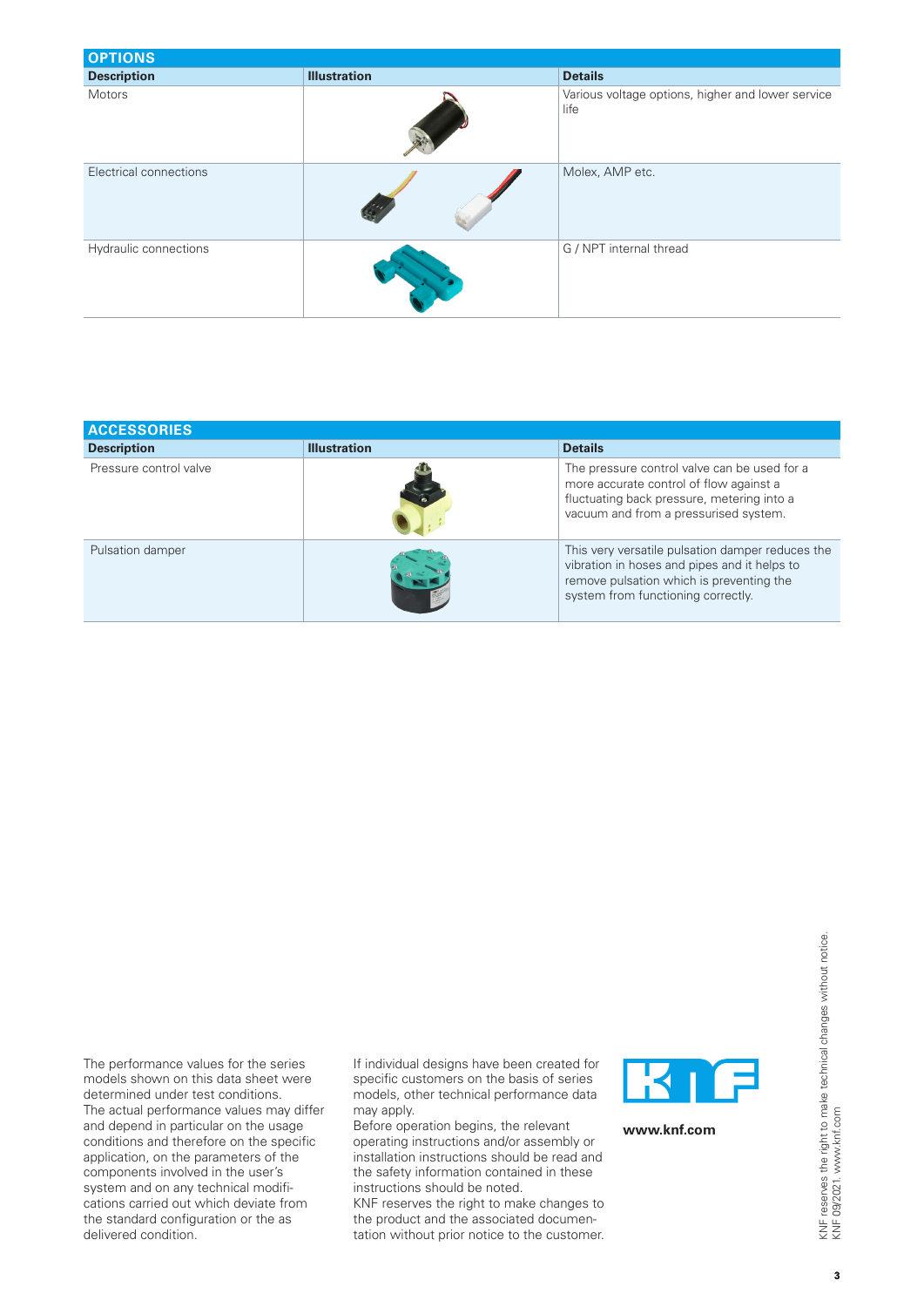## OPTIONS

| Description | Illustration | Details |
|---|---|---|
| Motors | | Various voltage options, higher and lower service life |
| Electrical connections | | Molex, AMP etc. |
| Hydraulic connections | | G / NPT internal thread |

## ACCESSORIES

| Description | Illustration | Details |
|---|---|---|
| Pressure control valve | | The pressure control valve can be used for a more accurate control of flow against a fluctuating back pressure, metering into a vacuum and from a pressurised system. |
| Pulsation damper | | This very versatile pulsation damper reduces the vibration in hoses and pipes and it helps to remove pulsation which is preventing the system from functioning correctly. |

The performance values for the series models shown on this data sheet were determined under test conditions. The actual performance values may differ and depend in particular on the usage conditions and therefore on the specific application, on the parameters of the components involved in the user's system and on any technical modifications carried out which deviate from the standard configuration or the as delivered condition.

If individual designs have been created for specific customers on the basis of series models, other technical performance data may apply.
Before operation begins, the relevant operating instructions and/or assembly or installation instructions should be read and the safety information contained in these instructions should be noted.
KNF reserves the right to make changes to the product and the associated documentation without prior notice to the customer.

KNF

**www.knf.com**

KNF reserves the right to make technical changes without notice.
KNF 09/2021. www.knf.com